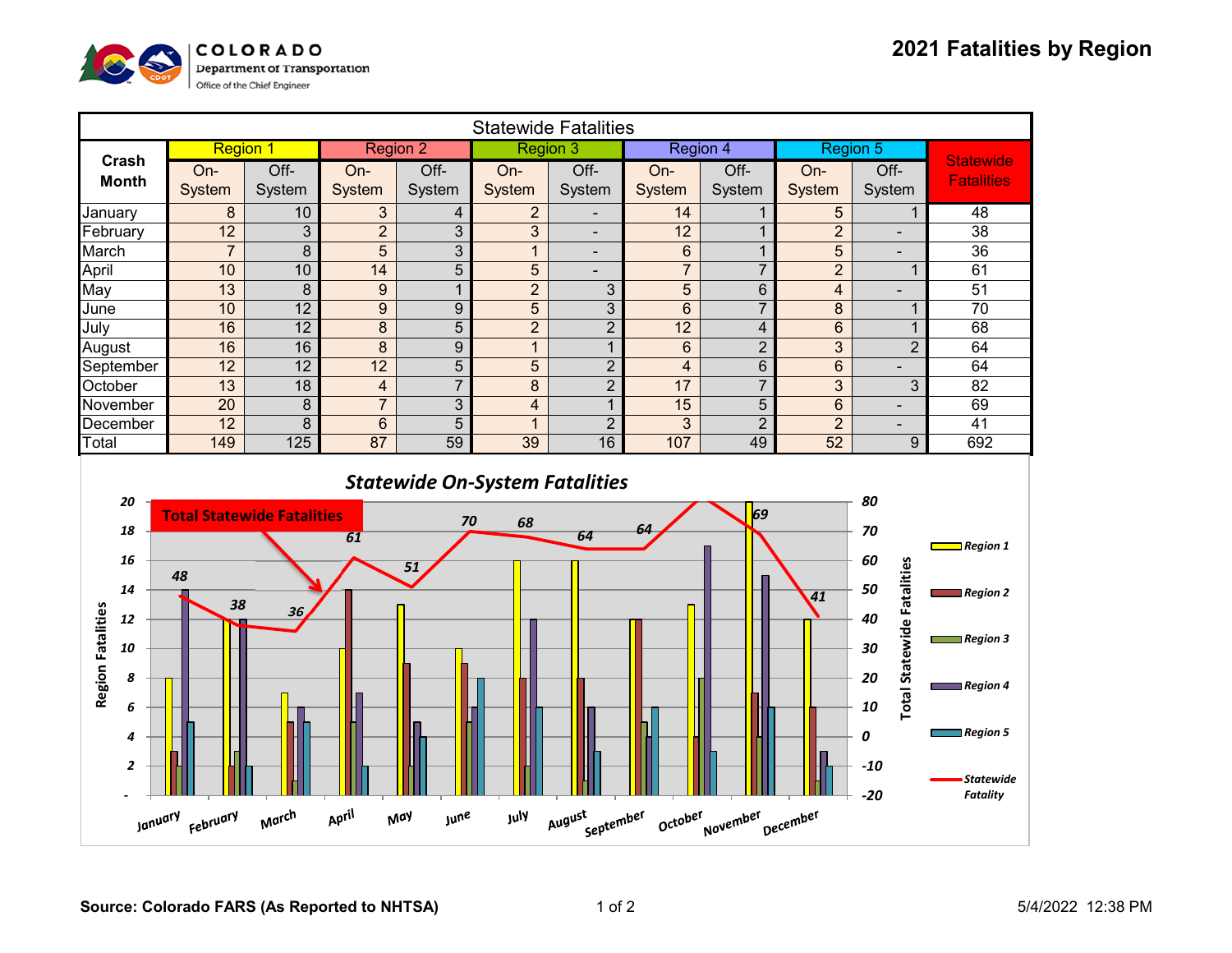COLORADO
Department of Transportation
Office of the Chief Engineer

# 2021 Fatalities by Region

| Statewide Fatalities | | | | | | | | | | | |
|---|---|---|---|---|---|---|---|---|---|---|---|
| Crash Month | Region 1 | | Region 2 | | Region 3 | | Region 4 | | Region 5 | | Statewide Fatalities |
| | On-System | Off-System | On-System | Off-System | On-System | Off-System | On-System | Off-System | On-System | Off-System | |
| January | 8 | 10 | 3 | 4 | 2 | - | 14 | 1 | 5 | 1 | 48 |
| February | 12 | 3 | 2 | 3 | 3 | - | 12 | 1 | 2 | - | 38 |
| March | 7 | 8 | 5 | 3 | 1 | - | 6 | 1 | 5 | - | 36 |
| April | 10 | 10 | 14 | 5 | 5 | - | 7 | 7 | 2 | 1 | 61 |
| May | 13 | 8 | 9 | 1 | 2 | 3 | 5 | 6 | 4 | - | 51 |
| June | 10 | 12 | 9 | 9 | 5 | 3 | 6 | 7 | 8 | 1 | 70 |
| July | 16 | 12 | 8 | 5 | 2 | 2 | 12 | 4 | 6 | 1 | 68 |
| August | 16 | 16 | 8 | 9 | 1 | 1 | 6 | 2 | 3 | 2 | 64 |
| September | 12 | 12 | 12 | 5 | 5 | 2 | 4 | 6 | 6 | - | 64 |
| October | 13 | 18 | 4 | 7 | 8 | 2 | 17 | 7 | 3 | 3 | 82 |
| November | 20 | 8 | 7 | 3 | 4 | 1 | 15 | 5 | 6 | - | 69 |
| December | 12 | 8 | 6 | 5 | 1 | 2 | 3 | 2 | 2 | - | 41 |
| Total | 149 | 125 | 87 | 59 | 39 | 16 | 107 | 49 | 52 | 9 | 692 |

## *Statewide On-System Fatalities*

Total Statewide Fatalities

Legend: Region 1, Region 2, Region 3, Region 4, Region 5, Statewide Fatality

Left axis: Region Fatalities; Right axis: Total Statewide Fatalities

Statewide totals: January 48, February 38, March 36, April 61, May 51, June 70, July 68, August 64, September 64, October 82, November 69, December 41

Source: Colorado FARS (As Reported to NHTSA)

5/4/2022 12:38 PM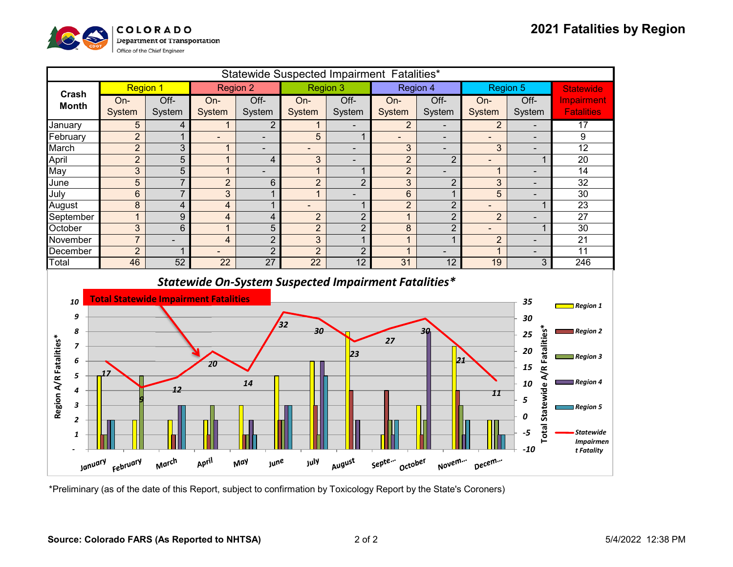# 2021 Fatalities by Region

COLORADO
Department of Transportation
Office of the Chief Engineer

| Statewide Suspected Impairment Fatalities* | | | | | | | | | | |
|---|---|---|---|---|---|---|---|---|---|---|
| Crash Month | Region 1 | | Region 2 | | Region 3 | | Region 4 | | Region 5 | | Statewide Impairment Fatalities |
| | On-System | Off-System | On-System | Off-System | On-System | Off-System | On-System | Off-System | On-System | Off-System | |
| January | 5 | 4 | 1 | 2 | 1 | - | 2 | - | 2 | - | 17 |
| February | 2 | 1 | - | - | 5 | 1 | - | - | - | - | 9 |
| March | 2 | 3 | 1 | - | - | - | 3 | - | 3 | - | 12 |
| April | 2 | 5 | 1 | 4 | 3 | - | 2 | 2 | - | 1 | 20 |
| May | 3 | 5 | 1 | - | 1 | 1 | 2 | - | 1 | - | 14 |
| June | 5 | 7 | 2 | 6 | 2 | 2 | 3 | 2 | 3 | - | 32 |
| July | 6 | 7 | 3 | 1 | 1 | - | 6 | 1 | 5 | - | 30 |
| August | 8 | 4 | 4 | 1 | - | 1 | 2 | 2 | - | 1 | 23 |
| September | 1 | 9 | 4 | 4 | 2 | 2 | 1 | 2 | 2 | - | 27 |
| October | 3 | 6 | 1 | 5 | 2 | 2 | 8 | 2 | - | 1 | 30 |
| November | 7 | - | 4 | 2 | 3 | 1 | 1 | 1 | 2 | - | 21 |
| December | 2 | 1 | - | 2 | 2 | 2 | 1 | - | 1 | - | 11 |
| Total | 46 | 52 | 22 | 27 | 22 | 12 | 31 | 12 | 19 | 3 | 246 |

***Statewide On-System Suspected Impairment Fatalities****

**Total Statewide Impairment Fatalities**

Region A/R Fatalities*: 10, 9, 8, 7, 6, 5, 4, 3, 2, 1, -

Total Statewide A/R Fatalities*: 35, 30, 25, 20, 15, 10, 5, 0, -5, -10

17, 9, 12, 20, 14, 32, 30, 23, 27, 30, 21, 11

January, February, March, April, May, June, July, August, Septe..., October, Novem..., Decem...

Region 1, Region 2, Region 3, Region 4, Region 5, Statewide Impairment Fatality

*Preliminary (as of the date of this Report, subject to confirmation by Toxicology Report by the State's Coroners)

**Source: Colorado FARS (As Reported to NHTSA)**

5/4/2022 12:38 PM